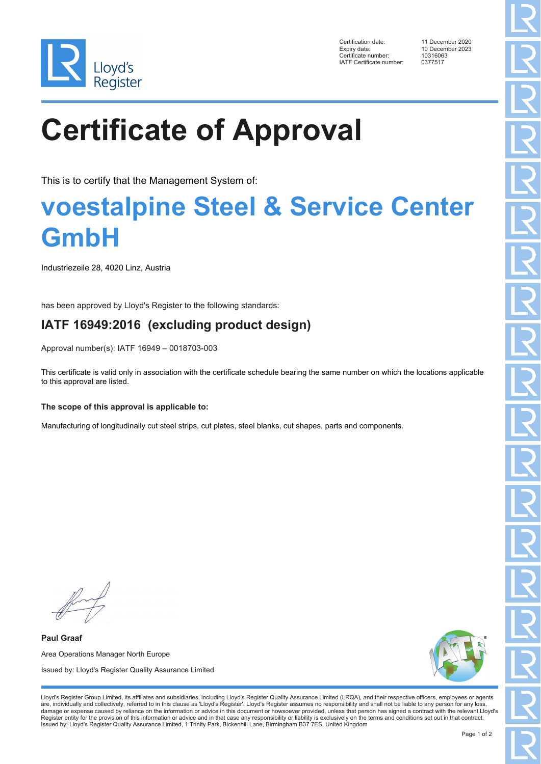| | |
|---|---|
| Certification date: | 11 December 2020 |
| Expiry date: | 10 December 2023 |
| Certificate number: | 10316063 |
| IATF Certificate number: | 0377517 |

# Certificate of Approval

This is to certify that the Management System of:

## voestalpine Steel & Service Center GmbH

Industriezeile 28, 4020 Linz, Austria

has been approved by Lloyd's Register to the following standards:

### IATF 16949:2016 (excluding product design)

Approval number(s): IATF 16949 – 0018703-003

This certificate is valid only in association with the certificate schedule bearing the same number on which the locations applicable to this approval are listed.

**The scope of this approval is applicable to:**

Manufacturing of longitudinally cut steel strips, cut plates, steel blanks, cut shapes, parts and components.

**Paul Graaf**

Area Operations Manager North Europe

Issued by: Lloyd's Register Quality Assurance Limited

Lloyd's Register Group Limited, its affiliates and subsidiaries, including Lloyd's Register Quality Assurance Limited (LRQA), and their respective officers, employees or agents are, individually and collectively, referred to in this clause as 'Lloyd's Register'. Lloyd's Register assumes no responsibility and shall not be liable to any person for any loss, damage or expense caused by reliance on the information or advice in this document or howsoever provided, unless that person has signed a contract with the relevant Lloyd's Register entity for the provision of this information or advice and in that case any responsibility or liability is exclusively on the terms and conditions set out in that contract.
Issued by: Lloyd's Register Quality Assurance Limited, 1 Trinity Park, Bickenhill Lane, Birmingham B37 7ES, United Kingdom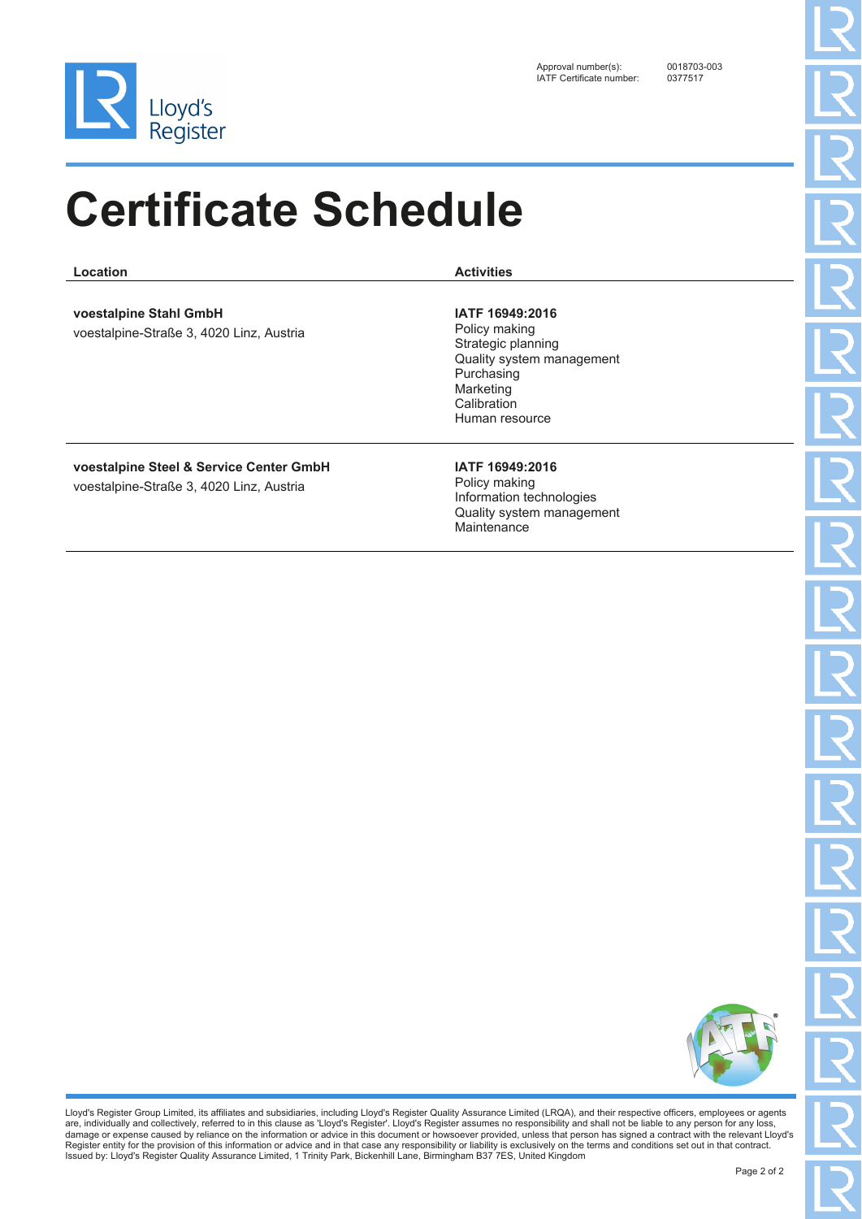Approval number(s): 0018703-003
IATF Certificate number: 0377517

# Certificate Schedule

| Location | Activities |
|---|---|
| **voestalpine Stahl GmbH**<br>voestalpine-Straße 3, 4020 Linz, Austria | **IATF 16949:2016**<br>Policy making<br>Strategic planning<br>Quality system management<br>Purchasing<br>Marketing<br>Calibration<br>Human resource |
| **voestalpine Steel & Service Center GmbH**<br>voestalpine-Straße 3, 4020 Linz, Austria | **IATF 16949:2016**<br>Policy making<br>Information technologies<br>Quality system management<br>Maintenance |

Lloyd's Register Group Limited, its affiliates and subsidiaries, including Lloyd's Register Quality Assurance Limited (LRQA), and their respective officers, employees or agents are, individually and collectively, referred to in this clause as 'Lloyd's Register'. Lloyd's Register assumes no responsibility and shall not be liable to any person for any loss, damage or expense caused by reliance on the information or advice in this document or howsoever provided, unless that person has signed a contract with the relevant Lloyd's Register entity for the provision of this information or advice and in that case any responsibility or liability is exclusively on the terms and conditions set out in that contract.
Issued by: Lloyd's Register Quality Assurance Limited, 1 Trinity Park, Bickenhill Lane, Birmingham B37 7ES, United Kingdom